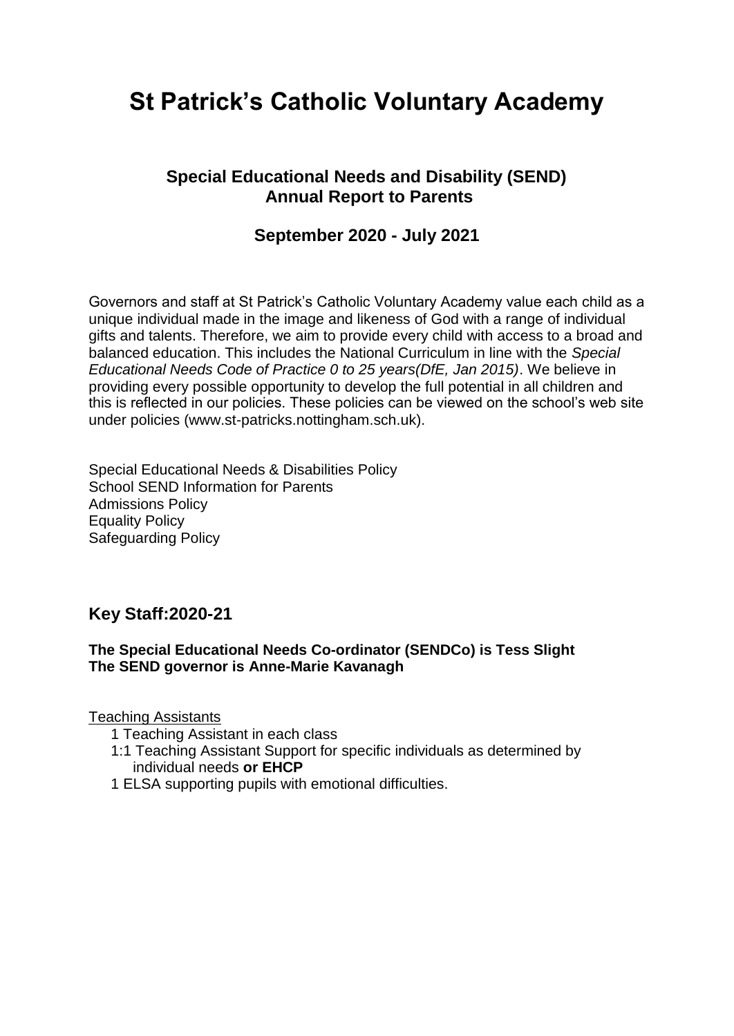# St Patrick's Catholic Voluntary Academy

## Special Educational Needs and Disability (SEND) Annual Report to Parents

## September 2020 - July 2021

Governors and staff at St Patrick's Catholic Voluntary Academy value each child as a unique individual made in the image and likeness of God with a range of individual gifts and talents. Therefore, we aim to provide every child with access to a broad and balanced education. This includes the National Curriculum in line with the *Special Educational Needs Code of Practice 0 to 25 years(DfE, Jan 2015)*. We believe in providing every possible opportunity to develop the full potential in all children and this is reflected in our policies. These policies can be viewed on the school's web site under policies (www.st-patricks.nottingham.sch.uk).

Special Educational Needs & Disabilities Policy
School SEND Information for Parents
Admissions Policy
Equality Policy
Safeguarding Policy

## Key Staff:2020-21

**The Special Educational Needs Co-ordinator (SENDCo) is Tess Slight**
**The SEND governor is Anne-Marie Kavanagh**

Teaching Assistants

- 1 Teaching Assistant in each class
- 1:1 Teaching Assistant Support for specific individuals as determined by individual needs **or EHCP**
- 1 ELSA supporting pupils with emotional difficulties.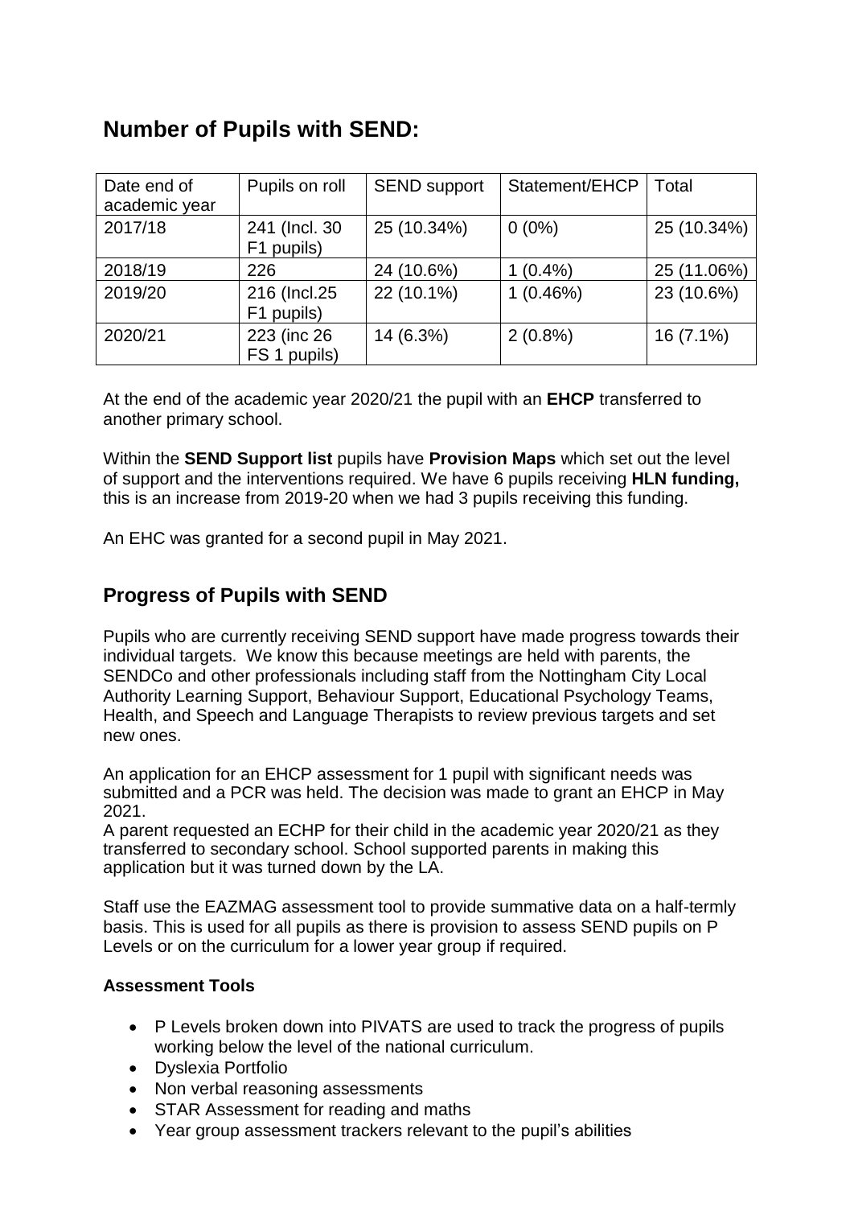## Number of Pupils with SEND:

| Date end of academic year | Pupils on roll | SEND support | Statement/EHCP | Total |
|---|---|---|---|---|
| 2017/18 | 241 (Incl. 30 F1 pupils) | 25 (10.34%) | 0 (0%) | 25 (10.34%) |
| 2018/19 | 226 | 24 (10.6%) | 1 (0.4%) | 25 (11.06%) |
| 2019/20 | 216 (Incl.25 F1 pupils) | 22 (10.1%) | 1 (0.46%) | 23 (10.6%) |
| 2020/21 | 223 (inc 26 FS 1 pupils) | 14 (6.3%) | 2 (0.8%) | 16 (7.1%) |

At the end of the academic year 2020/21 the pupil with an **EHCP** transferred to another primary school.

Within the **SEND Support list** pupils have **Provision Maps** which set out the level of support and the interventions required. We have 6 pupils receiving **HLN funding,** this is an increase from 2019-20 when we had 3 pupils receiving this funding.

An EHC was granted for a second pupil in May 2021.

## Progress of Pupils with SEND

Pupils who are currently receiving SEND support have made progress towards their individual targets. We know this because meetings are held with parents, the SENDCo and other professionals including staff from the Nottingham City Local Authority Learning Support, Behaviour Support, Educational Psychology Teams, Health, and Speech and Language Therapists to review previous targets and set new ones.

An application for an EHCP assessment for 1 pupil with significant needs was submitted and a PCR was held. The decision was made to grant an EHCP in May 2021.
A parent requested an ECHP for their child in the academic year 2020/21 as they transferred to secondary school. School supported parents in making this application but it was turned down by the LA.

Staff use the EAZMAG assessment tool to provide summative data on a half-termly basis. This is used for all pupils as there is provision to assess SEND pupils on P Levels or on the curriculum for a lower year group if required.

**Assessment Tools**

- P Levels broken down into PIVATS are used to track the progress of pupils working below the level of the national curriculum.
- Dyslexia Portfolio
- Non verbal reasoning assessments
- STAR Assessment for reading and maths
- Year group assessment trackers relevant to the pupil's abilities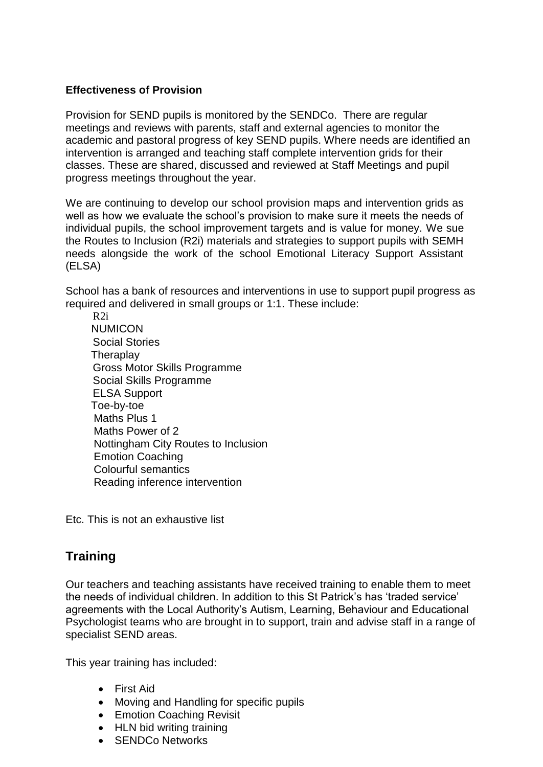**Effectiveness of Provision**

Provision for SEND pupils is monitored by the SENDCo. There are regular meetings and reviews with parents, staff and external agencies to monitor the academic and pastoral progress of key SEND pupils. Where needs are identified an intervention is arranged and teaching staff complete intervention grids for their classes. These are shared, discussed and reviewed at Staff Meetings and pupil progress meetings throughout the year.

We are continuing to develop our school provision maps and intervention grids as well as how we evaluate the school's provision to make sure it meets the needs of individual pupils, the school improvement targets and is value for money. We sue the Routes to Inclusion (R2i) materials and strategies to support pupils with SEMH needs alongside the work of the school Emotional Literacy Support Assistant (ELSA)

School has a bank of resources and interventions in use to support pupil progress as required and delivered in small groups or 1:1. These include:

R2i
NUMICON
Social Stories
Theraplay
Gross Motor Skills Programme
Social Skills Programme
ELSA Support
Toe-by-toe
Maths Plus 1
Maths Power of 2
Nottingham City Routes to Inclusion
Emotion Coaching
Colourful semantics
Reading inference intervention

Etc. This is not an exhaustive list

## Training

Our teachers and teaching assistants have received training to enable them to meet the needs of individual children. In addition to this St Patrick's has 'traded service' agreements with the Local Authority's Autism, Learning, Behaviour and Educational Psychologist teams who are brought in to support, train and advise staff in a range of specialist SEND areas.

This year training has included:

- First Aid
- Moving and Handling for specific pupils
- Emotion Coaching Revisit
- HLN bid writing training
- SENDCo Networks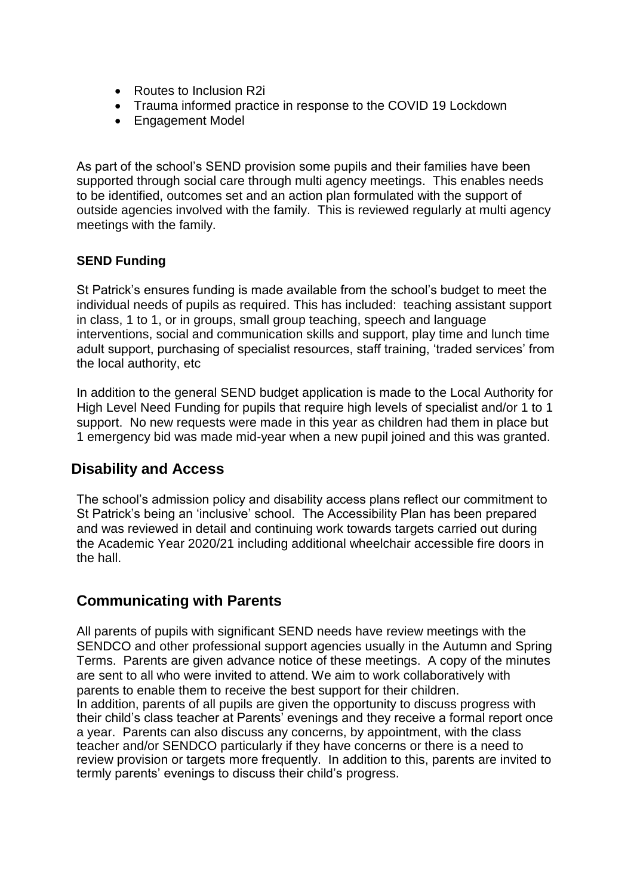- Routes to Inclusion R2i
- Trauma informed practice in response to the COVID 19 Lockdown
- Engagement Model

As part of the school's SEND provision some pupils and their families have been supported through social care through multi agency meetings. This enables needs to be identified, outcomes set and an action plan formulated with the support of outside agencies involved with the family. This is reviewed regularly at multi agency meetings with the family.

**SEND Funding**

St Patrick's ensures funding is made available from the school's budget to meet the individual needs of pupils as required. This has included: teaching assistant support in class, 1 to 1, or in groups, small group teaching, speech and language interventions, social and communication skills and support, play time and lunch time adult support, purchasing of specialist resources, staff training, 'traded services' from the local authority, etc

In addition to the general SEND budget application is made to the Local Authority for High Level Need Funding for pupils that require high levels of specialist and/or 1 to 1 support. No new requests were made in this year as children had them in place but 1 emergency bid was made mid-year when a new pupil joined and this was granted.

## Disability and Access

The school's admission policy and disability access plans reflect our commitment to St Patrick's being an 'inclusive' school. The Accessibility Plan has been prepared and was reviewed in detail and continuing work towards targets carried out during the Academic Year 2020/21 including additional wheelchair accessible fire doors in the hall.

## Communicating with Parents

All parents of pupils with significant SEND needs have review meetings with the SENDCO and other professional support agencies usually in the Autumn and Spring Terms. Parents are given advance notice of these meetings. A copy of the minutes are sent to all who were invited to attend. We aim to work collaboratively with parents to enable them to receive the best support for their children.
In addition, parents of all pupils are given the opportunity to discuss progress with their child's class teacher at Parents' evenings and they receive a formal report once a year. Parents can also discuss any concerns, by appointment, with the class teacher and/or SENDCO particularly if they have concerns or there is a need to review provision or targets more frequently. In addition to this, parents are invited to termly parents' evenings to discuss their child's progress.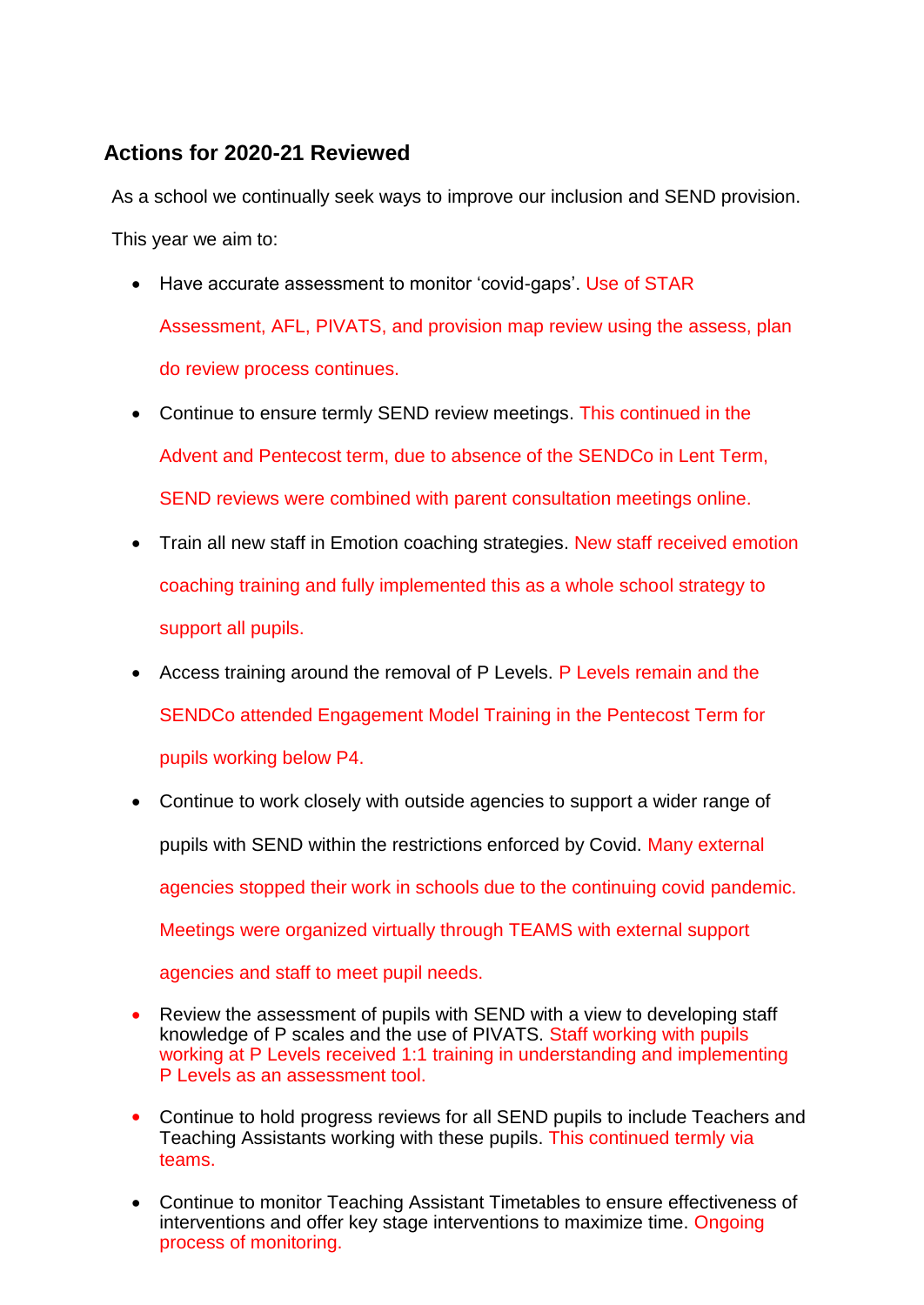## Actions for 2020-21 Reviewed

As a school we continually seek ways to improve our inclusion and SEND provision.

This year we aim to:

- Have accurate assessment to monitor 'covid-gaps'. Use of STAR Assessment, AFL, PIVATS, and provision map review using the assess, plan do review process continues.
- Continue to ensure termly SEND review meetings. This continued in the Advent and Pentecost term, due to absence of the SENDCo in Lent Term, SEND reviews were combined with parent consultation meetings online.
- Train all new staff in Emotion coaching strategies. New staff received emotion coaching training and fully implemented this as a whole school strategy to support all pupils.
- Access training around the removal of P Levels. P Levels remain and the SENDCo attended Engagement Model Training in the Pentecost Term for pupils working below P4.
- Continue to work closely with outside agencies to support a wider range of pupils with SEND within the restrictions enforced by Covid. Many external agencies stopped their work in schools due to the continuing covid pandemic. Meetings were organized virtually through TEAMS with external support agencies and staff to meet pupil needs.
- Review the assessment of pupils with SEND with a view to developing staff knowledge of P scales and the use of PIVATS. Staff working with pupils working at P Levels received 1:1 training in understanding and implementing P Levels as an assessment tool.
- Continue to hold progress reviews for all SEND pupils to include Teachers and Teaching Assistants working with these pupils. This continued termly via teams.
- Continue to monitor Teaching Assistant Timetables to ensure effectiveness of interventions and offer key stage interventions to maximize time. Ongoing process of monitoring.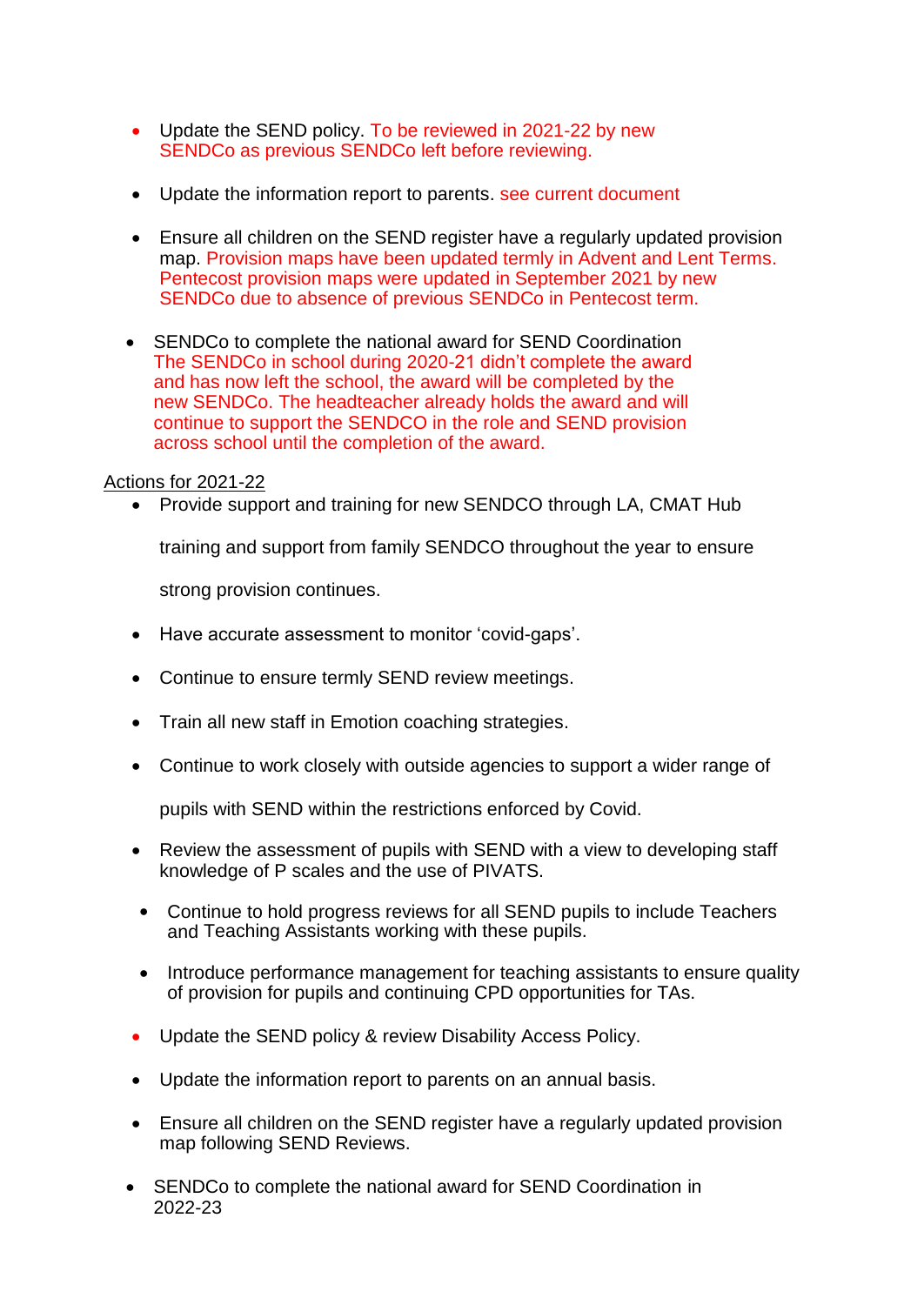- Update the SEND policy. To be reviewed in 2021-22 by new SENDCo as previous SENDCo left before reviewing.

- Update the information report to parents. see current document

- Ensure all children on the SEND register have a regularly updated provision map. Provision maps have been updated termly in Advent and Lent Terms. Pentecost provision maps were updated in September 2021 by new SENDCo due to absence of previous SENDCo in Pentecost term.

- SENDCo to complete the national award for SEND Coordination The SENDCo in school during 2020-21 didn't complete the award and has now left the school, the award will be completed by the new SENDCo. The headteacher already holds the award and will continue to support the SENDCO in the role and SEND provision across school until the completion of the award.

Actions for 2021-22

- Provide support and training for new SENDCO through LA, CMAT Hub training and support from family SENDCO throughout the year to ensure strong provision continues.

- Have accurate assessment to monitor 'covid-gaps'.

- Continue to ensure termly SEND review meetings.

- Train all new staff in Emotion coaching strategies.

- Continue to work closely with outside agencies to support a wider range of pupils with SEND within the restrictions enforced by Covid.

- Review the assessment of pupils with SEND with a view to developing staff knowledge of P scales and the use of PIVATS.

- Continue to hold progress reviews for all SEND pupils to include Teachers and Teaching Assistants working with these pupils.

- Introduce performance management for teaching assistants to ensure quality of provision for pupils and continuing CPD opportunities for TAs.

- Update the SEND policy & review Disability Access Policy.

- Update the information report to parents on an annual basis.

- Ensure all children on the SEND register have a regularly updated provision map following SEND Reviews.

- SENDCo to complete the national award for SEND Coordination in 2022-23